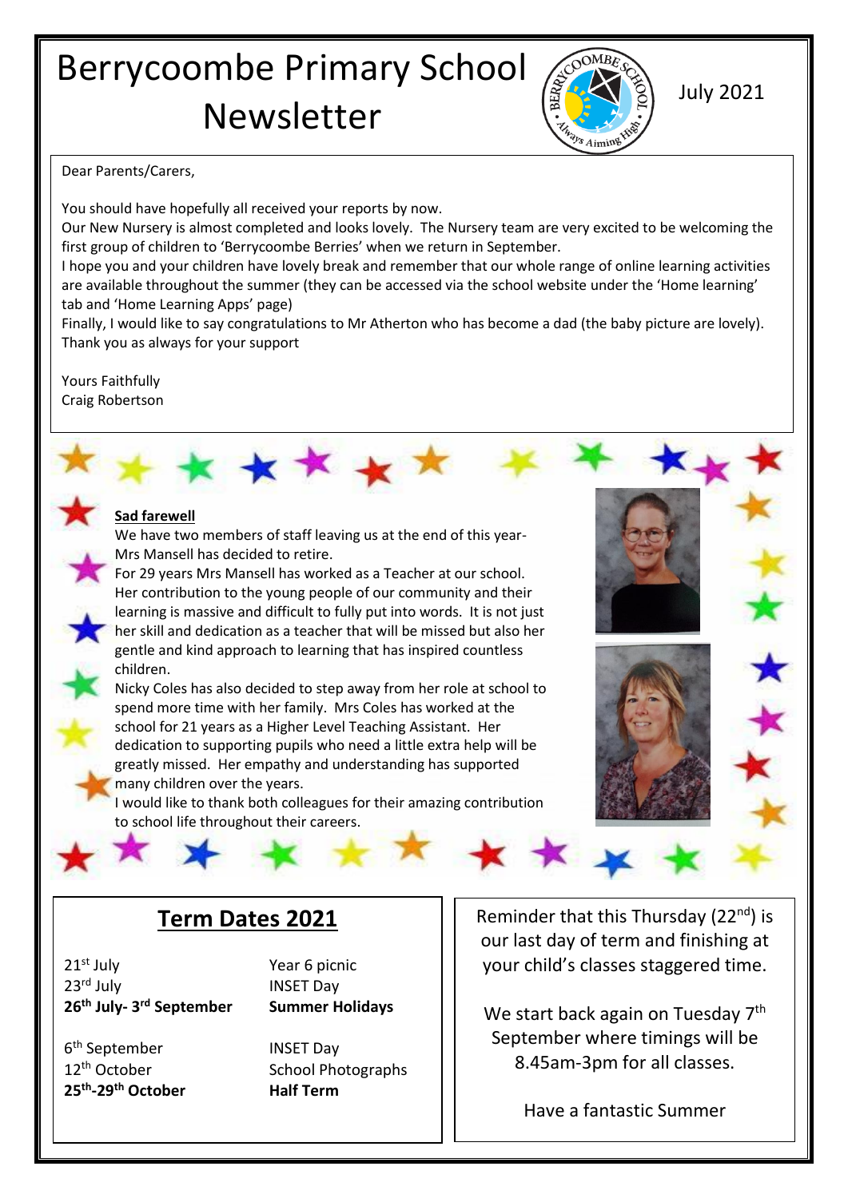# Berrycoombe Primary School Newsletter

July 2021

Dear Parents/Carers,

You should have hopefully all received your reports by now.
Our New Nursery is almost completed and looks lovely. The Nursery team are very excited to be welcoming the first group of children to 'Berrycoombe Berries' when we return in September.
I hope you and your children have lovely break and remember that our whole range of online learning activities are available throughout the summer (they can be accessed via the school website under the 'Home learning' tab and 'Home Learning Apps' page)
Finally, I would like to say congratulations to Mr Atherton who has become a dad (the baby picture are lovely).
Thank you as always for your support

Yours Faithfully
Craig Robertson

**Sad farewell**

We have two members of staff leaving us at the end of this year- Mrs Mansell has decided to retire.
For 29 years Mrs Mansell has worked as a Teacher at our school. Her contribution to the young people of our community and their learning is massive and difficult to fully put into words. It is not just her skill and dedication as a teacher that will be missed but also her gentle and kind approach to learning that has inspired countless children.
Nicky Coles has also decided to step away from her role at school to spend more time with her family. Mrs Coles has worked at the school for 21 years as a Higher Level Teaching Assistant. Her dedication to supporting pupils who need a little extra help will be greatly missed. Her empathy and understanding has supported many children over the years.
I would like to thank both colleagues for their amazing contribution to school life throughout their careers.

## Term Dates 2021

| | |
|---|---|
| 21st July | Year 6 picnic |
| 23rd July | INSET Day |
| **26th July- 3rd September** | **Summer Holidays** |
| 6th September | INSET Day |
| 12th October | School Photographs |
| **25th-29th October** | **Half Term** |

Reminder that this Thursday (22nd) is our last day of term and finishing at your child's classes staggered time.

We start back again on Tuesday 7th September where timings will be 8.45am-3pm for all classes.

Have a fantastic Summer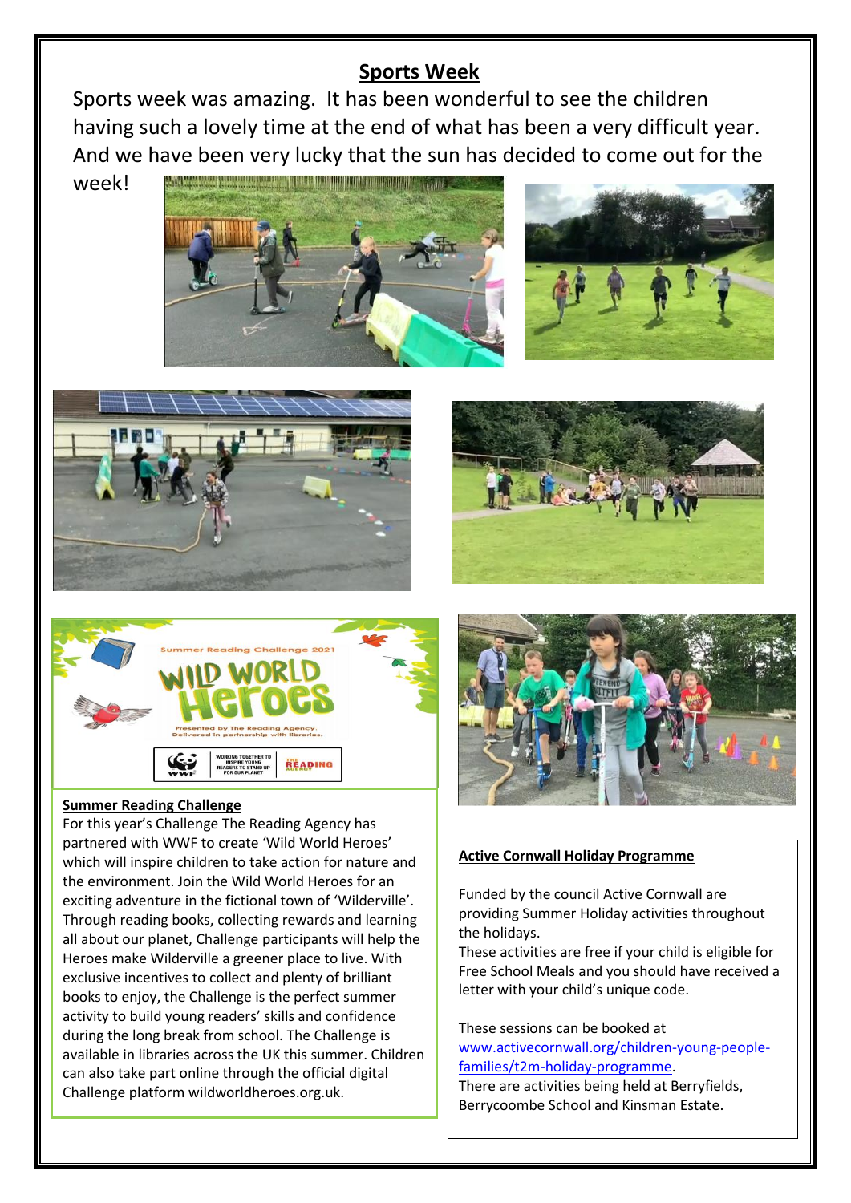## Sports Week

Sports week was amazing. It has been wonderful to see the children having such a lovely time at the end of what has been a very difficult year. And we have been very lucky that the sun has decided to come out for the week!

### Summer Reading Challenge

For this year's Challenge The Reading Agency has partnered with WWF to create 'Wild World Heroes' which will inspire children to take action for nature and the environment. Join the Wild World Heroes for an exciting adventure in the fictional town of 'Wilderville'. Through reading books, collecting rewards and learning all about our planet, Challenge participants will help the Heroes make Wilderville a greener place to live. With exclusive incentives to collect and plenty of brilliant books to enjoy, the Challenge is the perfect summer activity to build young readers' skills and confidence during the long break from school. The Challenge is available in libraries across the UK this summer. Children can also take part online through the official digital Challenge platform wildworldheroes.org.uk.

### Active Cornwall Holiday Programme

Funded by the council Active Cornwall are providing Summer Holiday activities throughout the holidays.

These activities are free if your child is eligible for Free School Meals and you should have received a letter with your child's unique code.

These sessions can be booked at www.activecornwall.org/children-young-people-families/t2m-holiday-programme.

There are activities being held at Berryfields, Berrycoombe School and Kinsman Estate.